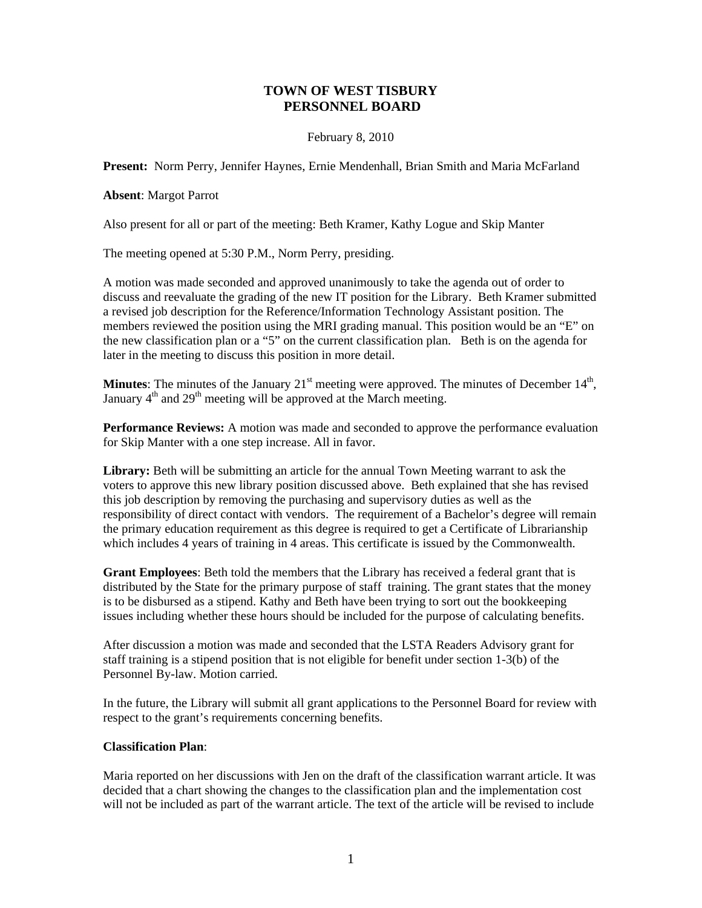# TOWN OF WEST TISBURY
# PERSONNEL BOARD

February 8, 2010

**Present:** Norm Perry, Jennifer Haynes, Ernie Mendenhall, Brian Smith and Maria McFarland

**Absent**: Margot Parrot

Also present for all or part of the meeting: Beth Kramer, Kathy Logue and Skip Manter

The meeting opened at 5:30 P.M., Norm Perry, presiding.

A motion was made seconded and approved unanimously to take the agenda out of order to discuss and reevaluate the grading of the new IT position for the Library. Beth Kramer submitted a revised job description for the Reference/Information Technology Assistant position. The members reviewed the position using the MRI grading manual. This position would be an "E" on the new classification plan or a "5" on the current classification plan. Beth is on the agenda for later in the meeting to discuss this position in more detail.

**Minutes**: The minutes of the January 21st meeting were approved. The minutes of December 14th, January 4th and 29th meeting will be approved at the March meeting.

**Performance Reviews:** A motion was made and seconded to approve the performance evaluation for Skip Manter with a one step increase. All in favor.

**Library:** Beth will be submitting an article for the annual Town Meeting warrant to ask the voters to approve this new library position discussed above. Beth explained that she has revised this job description by removing the purchasing and supervisory duties as well as the responsibility of direct contact with vendors. The requirement of a Bachelor's degree will remain the primary education requirement as this degree is required to get a Certificate of Librarianship which includes 4 years of training in 4 areas. This certificate is issued by the Commonwealth.

**Grant Employees**: Beth told the members that the Library has received a federal grant that is distributed by the State for the primary purpose of staff training. The grant states that the money is to be disbursed as a stipend. Kathy and Beth have been trying to sort out the bookkeeping issues including whether these hours should be included for the purpose of calculating benefits.

After discussion a motion was made and seconded that the LSTA Readers Advisory grant for staff training is a stipend position that is not eligible for benefit under section 1-3(b) of the Personnel By-law. Motion carried.

In the future, the Library will submit all grant applications to the Personnel Board for review with respect to the grant's requirements concerning benefits.

**Classification Plan**:

Maria reported on her discussions with Jen on the draft of the classification warrant article. It was decided that a chart showing the changes to the classification plan and the implementation cost will not be included as part of the warrant article. The text of the article will be revised to include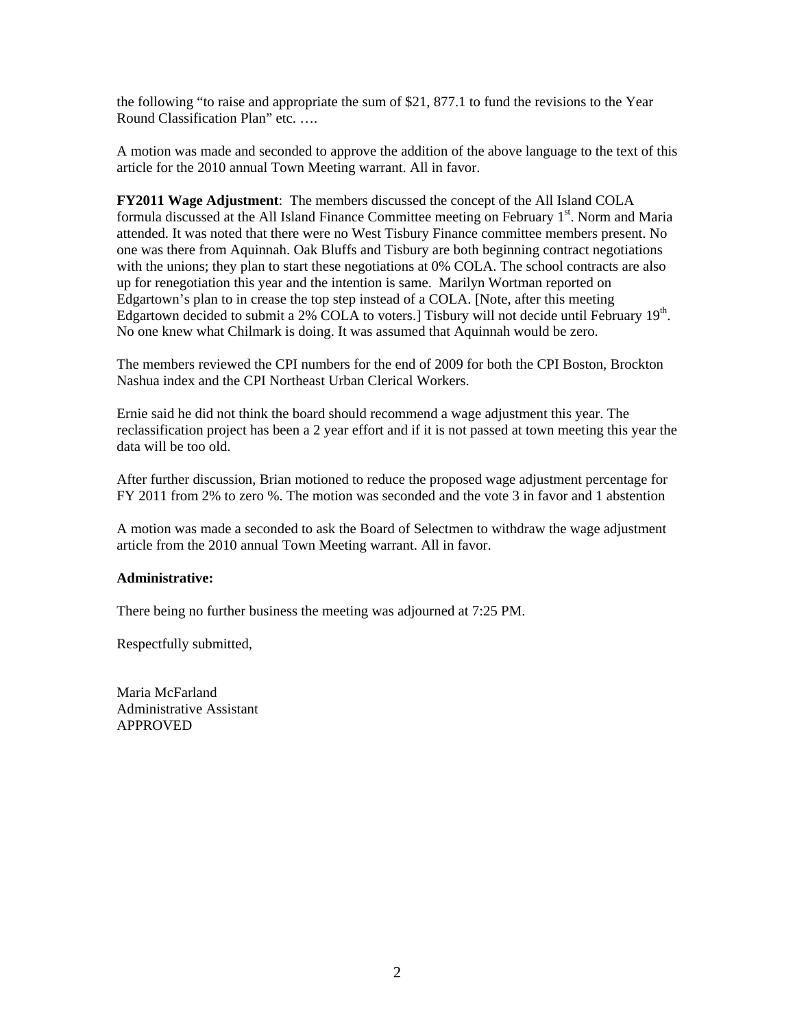the following "to raise and appropriate the sum of $21, 877.1 to fund the revisions to the Year Round Classification Plan" etc. ….

A motion was made and seconded to approve the addition of the above language to the text of this article for the 2010 annual Town Meeting warrant. All in favor.

**FY2011 Wage Adjustment**: The members discussed the concept of the All Island COLA formula discussed at the All Island Finance Committee meeting on February 1st. Norm and Maria attended. It was noted that there were no West Tisbury Finance committee members present. No one was there from Aquinnah. Oak Bluffs and Tisbury are both beginning contract negotiations with the unions; they plan to start these negotiations at 0% COLA. The school contracts are also up for renegotiation this year and the intention is same. Marilyn Wortman reported on Edgartown's plan to in crease the top step instead of a COLA. [Note, after this meeting Edgartown decided to submit a 2% COLA to voters.] Tisbury will not decide until February 19th. No one knew what Chilmark is doing. It was assumed that Aquinnah would be zero.

The members reviewed the CPI numbers for the end of 2009 for both the CPI Boston, Brockton Nashua index and the CPI Northeast Urban Clerical Workers.

Ernie said he did not think the board should recommend a wage adjustment this year. The reclassification project has been a 2 year effort and if it is not passed at town meeting this year the data will be too old.

After further discussion, Brian motioned to reduce the proposed wage adjustment percentage for FY 2011 from 2% to zero %. The motion was seconded and the vote 3 in favor and 1 abstention

A motion was made a seconded to ask the Board of Selectmen to withdraw the wage adjustment article from the 2010 annual Town Meeting warrant. All in favor.

**Administrative:**

There being no further business the meeting was adjourned at 7:25 PM.

Respectfully submitted,

Maria McFarland
Administrative Assistant
APPROVED